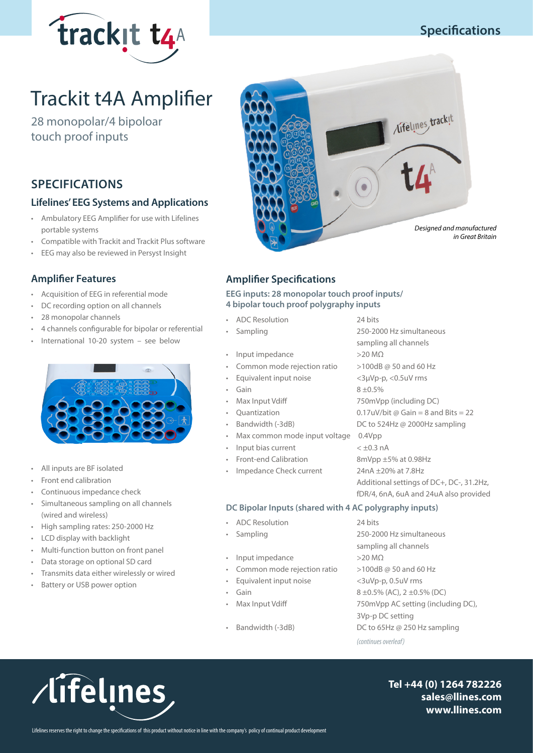# Trackit t4A Amplifier

28 monopolar/4 bipoloar touch proof inputs

*Designed and manufactured in Great Britain*

## SPECIFICATIONS

### Lifelines' EEG Systems and Applications

- Ambulatory EEG Amplifier for use with Lifelines portable systems
- Compatible with Trackit and Trackit Plus software
- EEG may also be reviewed in Persyst Insight

### Amplifier Features

- Acquisition of EEG in referential mode
- DC recording option on all channels
- 28 monopolar channels
- 4 channels configurable for bipolar or referential
- International 10-20 system – see below

- All inputs are BF isolated
- Front end calibration
- Continuous impedance check
- Simultaneous sampling on all channels (wired and wireless)
- High sampling rates: 250-2000 Hz
- LCD display with backlight
- Multi-function button on front panel
- Data storage on optional SD card
- Transmits data either wirelessly or wired
- Battery or USB power option

### Amplifier Specifications

**EEG inputs: 28 monopolar touch proof inputs/ 4 bipolar touch proof polygraphy inputs**

- ADC Resolution — 24 bits
- Sampling — 250-2000 Hz simultaneous sampling all channels
- Input impedance — >20 MΩ
- Common mode rejection ratio — >100dB @ 50 and 60 Hz
- Equivalent input noise — <3µVp-p, <0.5uV rms
- Gain — 8 ±0.5%
- Max Input Vdiff — 750mVpp (including DC)
- Quantization — 0.17uV/bit @ Gain = 8 and Bits = 22
- Bandwidth (-3dB) — DC to 524Hz @ 2000Hz sampling
- Max common mode input voltage — 0.4Vpp
- Input bias current — < ±0.3 nA
- Front-end Calibration — 8mVpp ±5% at 0.98Hz
- Impedance Check current — 24nA ±20% at 7.8Hz. Additional settings of DC+, DC-, 31.2Hz, fDR/4, 6nA, 6uA and 24uA also provided

**DC Bipolar Inputs (shared with 4 AC polygraphy inputs)**

- ADC Resolution — 24 bits
- Sampling — 250-2000 Hz simultaneous sampling all channels
- Input impedance — >20 MΩ
- Common mode rejection ratio — >100dB @ 50 and 60 Hz
- Equivalent input noise — <3uVp-p, 0.5uV rms
- Gain — 8 ±0.5% (AC), 2 ±0.5% (DC)
- Max Input Vdiff — 750mVpp AC setting (including DC), 3Vp-p DC setting
- Bandwidth (-3dB) — DC to 65Hz @ 250 Hz sampling

*(continues overleaf)*

**Tel +44 (0) 1264 782226**
**sales@llines.com**
**www.llines.com**

Lifelines reserves the right to change the specifications of this product without notice in line with the company's policy of continual product development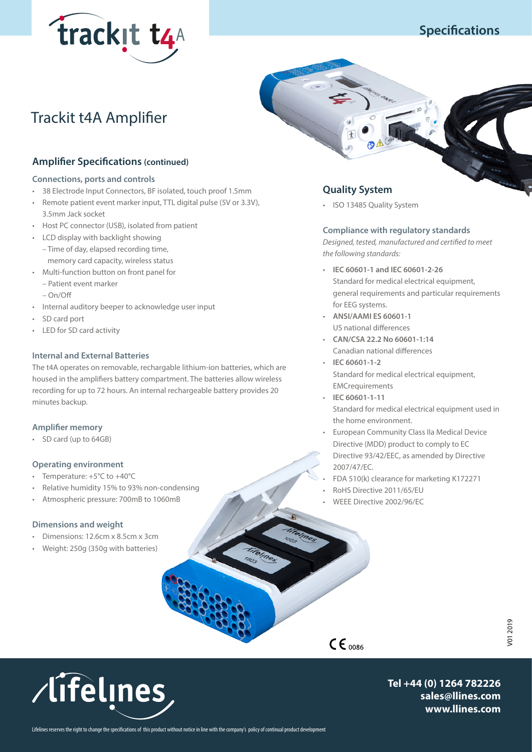# Trackit t4A Amplifier

## Specifications

### Amplifier Specifications (continued)

#### Connections, ports and controls

- 38 Electrode Input Connectors, BF isolated, touch proof 1.5mm
- Remote patient event marker input, TTL digital pulse (5V or 3.3V), 3.5mm Jack socket
- Host PC connector (USB), isolated from patient
- LCD display with backlight showing
  – Time of day, elapsed recording time, memory card capacity, wireless status
- Multi-function button on front panel for
  – Patient event marker
  – On/Off
- Internal auditory beeper to acknowledge user input
- SD card port
- LED for SD card activity

#### Internal and External Batteries

The t4A operates on removable, rechargable lithium-ion batteries, which are housed in the amplifiers battery compartment. The batteries allow wireless recording for up to 72 hours. An internal rechargeable battery provides 20 minutes backup.

#### Amplifier memory

- SD card (up to 64GB)

#### Operating environment

- Temperature: +5°C to +40°C
- Relative humidity 15% to 93% non-condensing
- Atmospheric pressure: 700mB to 1060mB

#### Dimensions and weight

- Dimensions: 12.6cm x 8.5cm x 3cm
- Weight: 250g (350g with batteries)

### Quality System

- ISO 13485 Quality System

#### Compliance with regulatory standards

*Designed, tested, manufactured and certified to meet the following standards:*

- **IEC 60601-1 and IEC 60601-2-26**
  Standard for medical electrical equipment, general requirements and particular requirements for EEG systems.
- **ANSI/AAMI ES 60601-1**
  US national differences
- **CAN/CSA 22.2 No 60601-1:14**
  Canadian national differences
- **IEC 60601-1-2**
  Standard for medical electrical equipment, EMCrequirements
- **IEC 60601-1-11**
  Standard for medical electrical equipment used in the home environment.
- European Community Class IIa Medical Device Directive (MDD) product to comply to EC Directive 93/42/EEC, as amended by Directive 2007/47/EC.
- FDA 510(k) clearance for marketing K172271
- RoHS Directive 2011/65/EU
- WEEE Directive 2002/96/EC

CE 0086

V01 2019

**Tel +44 (0) 1264 782226**
**sales@llines.com**
**www.llines.com**

Lifelines reserves the right to change the specifications of this product without notice in line with the company's policy of continual product development